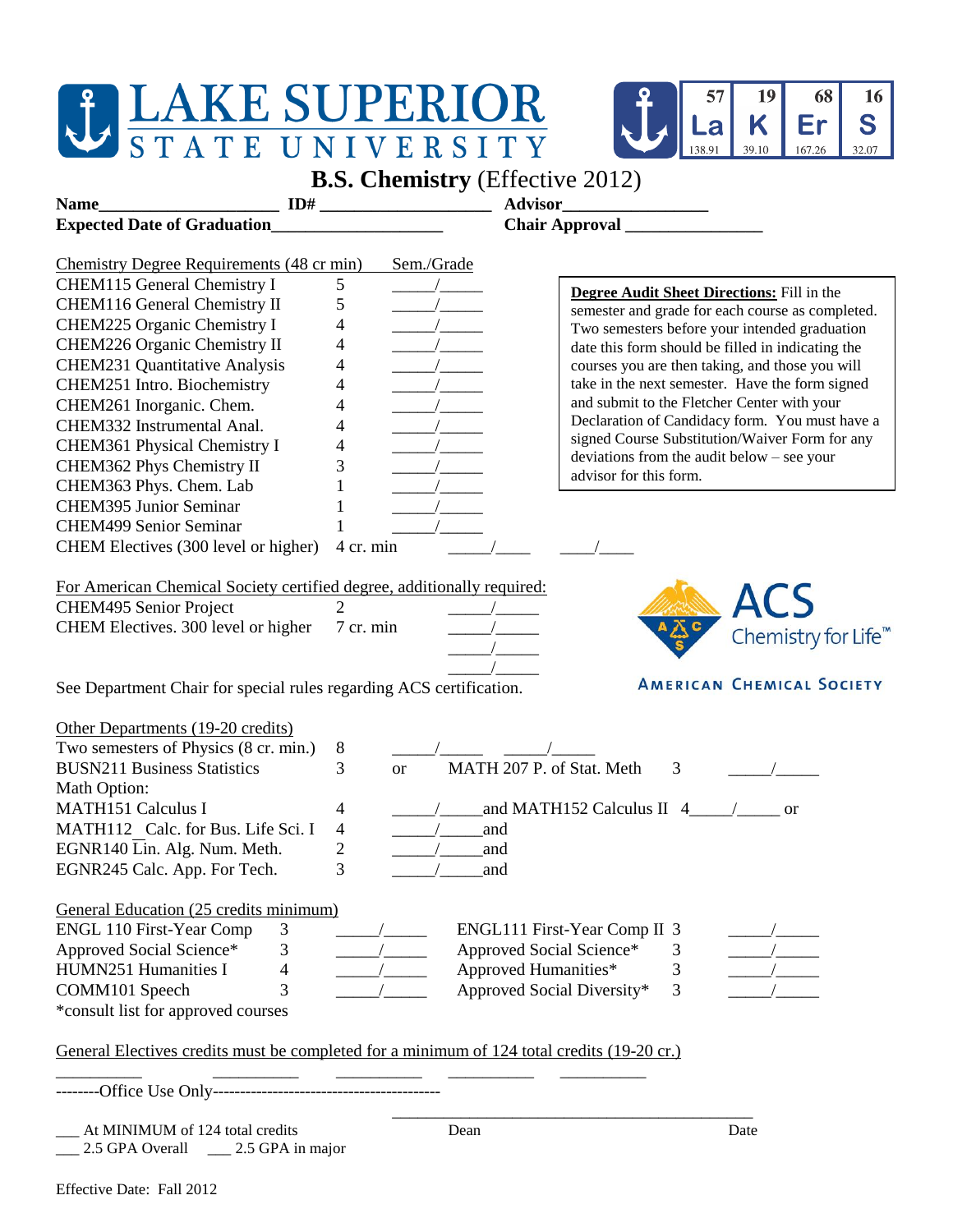# LAKE SUPERIOR STATE UNIVERSITY

57 La 138.91 | 19 K 39.10 | 68 Er 167.26 | 16 S 32.07

## B.S. Chemistry (Effective 2012)

**Name**____________________ **ID#** ____________________ **Advisor**________________

**Expected Date of Graduation**__________________ **Chair Approval** _______________

**Degree Audit Sheet Directions:** Fill in the semester and grade for each course as completed. Two semesters before your intended graduation date this form should be filled in indicating the courses you are then taking, and those you will take in the next semester. Have the form signed and submit to the Fletcher Center with your Declaration of Candidacy form. You must have a signed Course Substitution/Waiver Form for any deviations from the audit below – see your advisor for this form.

| Chemistry Degree Requirements (48 cr min) | | Sem./Grade | |
|---|---|---|---|
| CHEM115 General Chemistry I | 5 | _____/_____ | |
| CHEM116 General Chemistry II | 5 | _____/_____ | |
| CHEM225 Organic Chemistry I | 4 | _____/_____ | |
| CHEM226 Organic Chemistry II | 4 | _____/_____ | |
| CHEM231 Quantitative Analysis | 4 | _____/_____ | |
| CHEM251 Intro. Biochemistry | 4 | _____/_____ | |
| CHEM261 Inorganic. Chem. | 4 | _____/_____ | |
| CHEM332 Instrumental Anal. | 4 | _____/_____ | |
| CHEM361 Physical Chemistry I | 4 | _____/_____ | |
| CHEM362 Phys Chemistry II | 3 | _____/_____ | |
| CHEM363 Phys. Chem. Lab | 1 | _____/_____ | |
| CHEM395 Junior Seminar | 1 | _____/_____ | |
| CHEM499 Senior Seminar | 1 | _____/_____ | |
| CHEM Electives (300 level or higher) | 4 cr. min | _____/____ | ____/____ |

| For American Chemical Society certified degree, additionally required: | | |
|---|---|---|
| CHEM495 Senior Project | 2 | _____/_____ |
| CHEM Electives. 300 level or higher | 7 cr. min | _____/_____ |
| | | _____/_____ |
| | | _____/_____ |

See Department Chair for special rules regarding ACS certification.

ACS Chemistry for Life™ — AMERICAN CHEMICAL SOCIETY

| Other Departments (19-20 credits) | | | |
|---|---|---|---|
| Two semesters of Physics (8 cr. min.) | 8 | _____/_____ _____/_____ | |
| BUSN211 Business Statistics | 3 | or MATH 207 P. of Stat. Meth 3 | _____/_____ |
| Math Option: | | | |
| MATH151 Calculus I | 4 | _____/_____and MATH152 Calculus II 4_____/_____ or | |
| MATH112 Calc. for Bus. Life Sci. I | 4 | _____/_____and | |
| EGNR140 Lin. Alg. Num. Meth. | 2 | _____/_____and | |
| EGNR245 Calc. App. For Tech. | 3 | _____/_____and | |

| General Education (25 credits minimum) | | | | | |
|---|---|---|---|---|---|
| ENGL 110 First-Year Comp | 3 | _____/_____ | ENGL111 First-Year Comp II | 3 | _____/_____ |
| Approved Social Science* | 3 | _____/_____ | Approved Social Science* | 3 | _____/_____ |
| HUMN251 Humanities I | 4 | _____/_____ | Approved Humanities* | 3 | _____/_____ |
| COMM101 Speech | 3 | _____/_____ | Approved Social Diversity* | 3 | _____/_____ |

*consult list for approved courses

General Electives credits must be completed for a minimum of 124 total credits (19-20 cr.)

__________ __________ __________ __________ __________

--------Office Use Only------------------------------------------

___ At MINIMUM of 124 total credits

___ 2.5 GPA Overall ___ 2.5 GPA in major

_____________________________________________

Dean Date

Effective Date: Fall 2012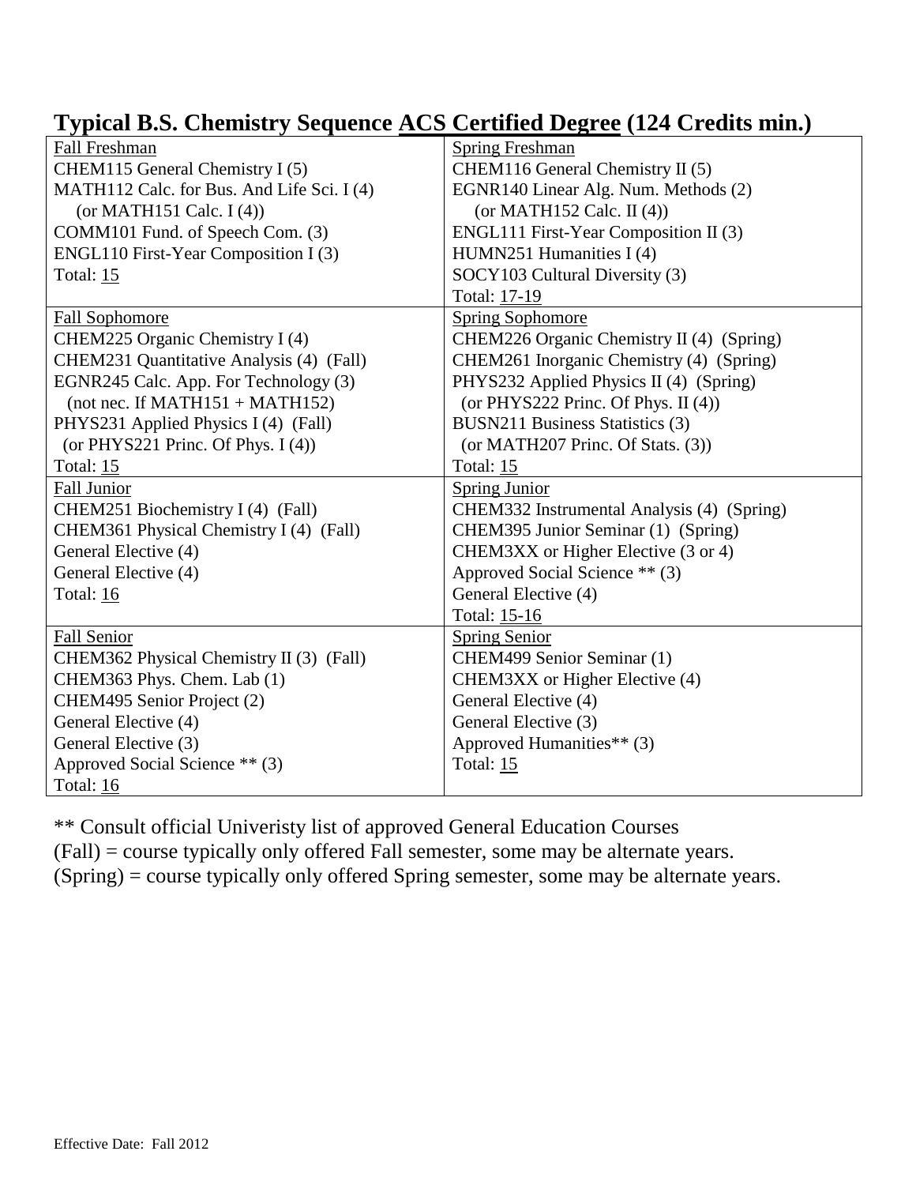# Typical B.S. Chemistry Sequence ACS Certified Degree (124 Credits min.)

| | |
|---|---|
| Fall Freshman<br>CHEM115 General Chemistry I (5)<br>MATH112 Calc. for Bus. And Life Sci. I (4)<br>(or MATH151 Calc. I (4))<br>COMM101 Fund. of Speech Com. (3)<br>ENGL110 First-Year Composition I (3)<br>Total: 15 | Spring Freshman<br>CHEM116 General Chemistry II (5)<br>EGNR140 Linear Alg. Num. Methods (2)<br>(or MATH152 Calc. II (4))<br>ENGL111 First-Year Composition II (3)<br>HUMN251 Humanities I (4)<br>SOCY103 Cultural Diversity (3)<br>Total: 17-19 |
| Fall Sophomore<br>CHEM225 Organic Chemistry I (4)<br>CHEM231 Quantitative Analysis (4) (Fall)<br>EGNR245 Calc. App. For Technology (3)<br>(not nec. If MATH151 + MATH152)<br>PHYS231 Applied Physics I (4) (Fall)<br>(or PHYS221 Princ. Of Phys. I (4))<br>Total: 15 | Spring Sophomore<br>CHEM226 Organic Chemistry II (4) (Spring)<br>CHEM261 Inorganic Chemistry (4) (Spring)<br>PHYS232 Applied Physics II (4) (Spring)<br>(or PHYS222 Princ. Of Phys. II (4))<br>BUSN211 Business Statistics (3)<br>(or MATH207 Princ. Of Stats. (3))<br>Total: 15 |
| Fall Junior<br>CHEM251 Biochemistry I (4) (Fall)<br>CHEM361 Physical Chemistry I (4) (Fall)<br>General Elective (4)<br>General Elective (4)<br>Total: 16 | Spring Junior<br>CHEM332 Instrumental Analysis (4) (Spring)<br>CHEM395 Junior Seminar (1) (Spring)<br>CHEM3XX or Higher Elective (3 or 4)<br>Approved Social Science ** (3)<br>General Elective (4)<br>Total: 15-16 |
| Fall Senior<br>CHEM362 Physical Chemistry II (3) (Fall)<br>CHEM363 Phys. Chem. Lab (1)<br>CHEM495 Senior Project (2)<br>General Elective (4)<br>General Elective (3)<br>Approved Social Science ** (3)<br>Total: 16 | Spring Senior<br>CHEM499 Senior Seminar (1)<br>CHEM3XX or Higher Elective (4)<br>General Elective (4)<br>General Elective (3)<br>Approved Humanities** (3)<br>Total: 15 |

** Consult official Univeristy list of approved General Education Courses

(Fall) = course typically only offered Fall semester, some may be alternate years.

(Spring) = course typically only offered Spring semester, some may be alternate years.

Effective Date: Fall 2012